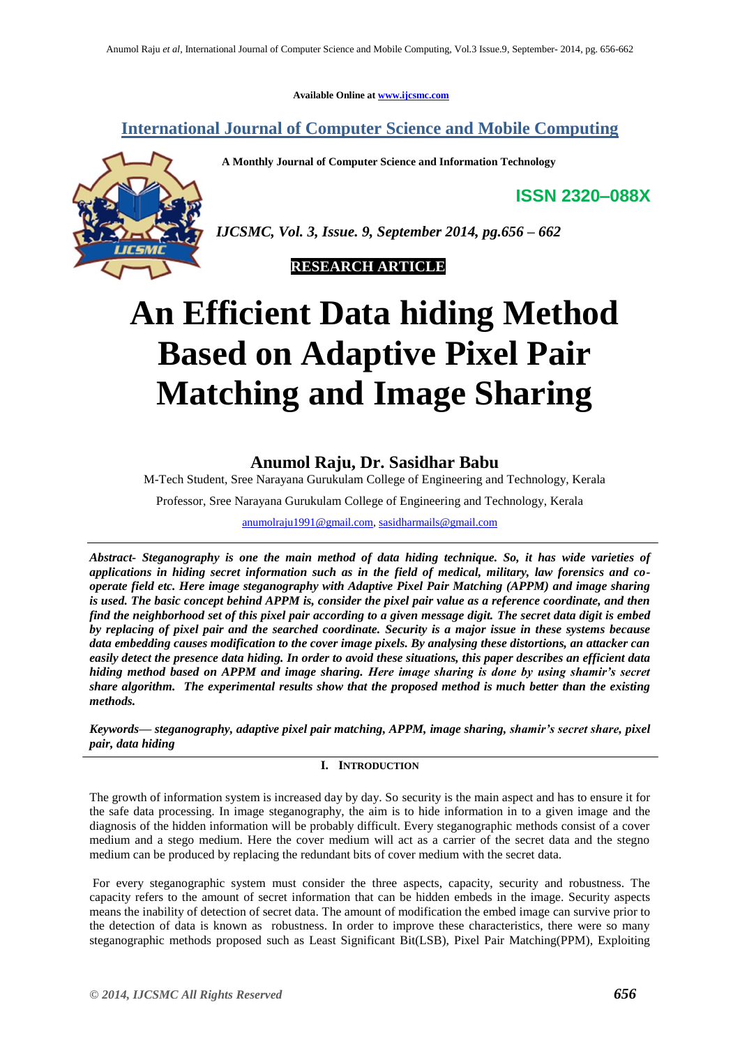Available Online at www.ijcsmc.com

## International Journal of Computer Science and Mobile Computing

**A Monthly Journal of Computer Science and Information Technology**

**ISSN 2320–088X**

*IJCSMC, Vol. 3, Issue. 9, September 2014, pg.656 – 662*

**RESEARCH ARTICLE**

# An Efficient Data hiding Method Based on Adaptive Pixel Pair Matching and Image Sharing

**Anumol Raju, Dr. Sasidhar Babu**

M-Tech Student, Sree Narayana Gurukulam College of Engineering and Technology, Kerala

Professor, Sree Narayana Gurukulam College of Engineering and Technology, Kerala

anumolraju1991@gmail.com, sasidharmails@gmail.com

***Abstract- Steganography is one the main method of data hiding technique. So, it has wide varieties of applications in hiding secret information such as in the field of medical, military, law forensics and co-operate field etc. Here image steganography with Adaptive Pixel Pair Matching (APPM) and image sharing is used. The basic concept behind APPM is, consider the pixel pair value as a reference coordinate, and then find the neighborhood set of this pixel pair according to a given message digit. The secret data digit is embed by replacing of pixel pair and the searched coordinate. Security is a major issue in these systems because data embedding causes modification to the cover image pixels. By analysing these distortions, an attacker can easily detect the presence data hiding. In order to avoid these situations, this paper describes an efficient data hiding method based on APPM and image sharing. Here image sharing is done by using shamir's secret share algorithm. The experimental results show that the proposed method is much better than the existing methods.***

***Keywords— steganography, adaptive pixel pair matching, APPM, image sharing, shamir's secret share, pixel pair, data hiding***

## I. Introduction

The growth of information system is increased day by day. So security is the main aspect and has to ensure it for the safe data processing. In image steganography, the aim is to hide information in to a given image and the diagnosis of the hidden information will be probably difficult. Every steganographic methods consist of a cover medium and a stego medium. Here the cover medium will act as a carrier of the secret data and the stegno medium can be produced by replacing the redundant bits of cover medium with the secret data.

For every steganographic system must consider the three aspects, capacity, security and robustness. The capacity refers to the amount of secret information that can be hidden embeds in the image. Security aspects means the inability of detection of secret data. The amount of modification the embed image can survive prior to the detection of data is known as robustness. In order to improve these characteristics, there were so many steganographic methods proposed such as Least Significant Bit(LSB), Pixel Pair Matching(PPM), Exploiting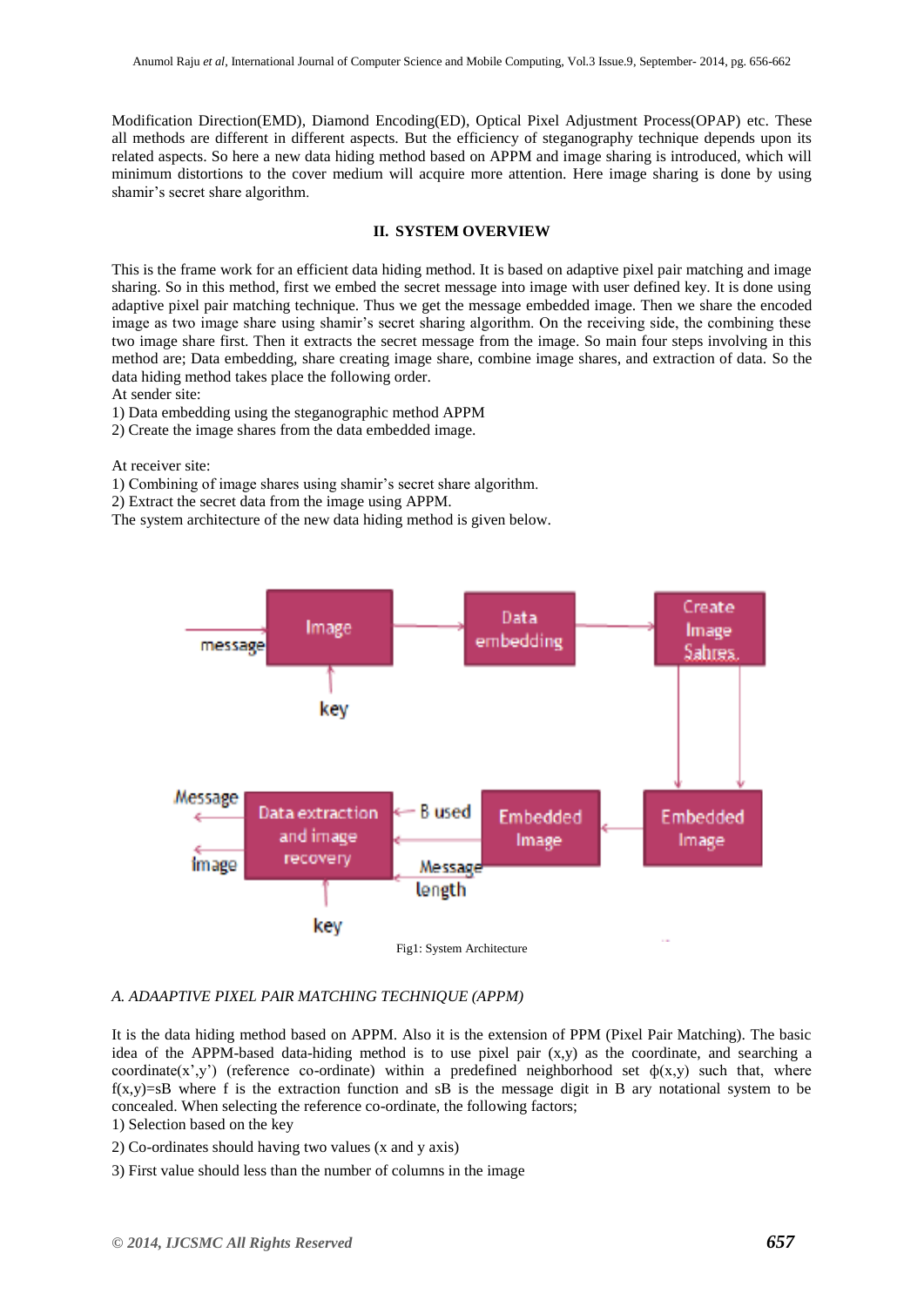Modification Direction(EMD), Diamond Encoding(ED), Optical Pixel Adjustment Process(OPAP) etc. These all methods are different in different aspects. But the efficiency of steganography technique depends upon its related aspects. So here a new data hiding method based on APPM and image sharing is introduced, which will minimum distortions to the cover medium will acquire more attention. Here image sharing is done by using shamir's secret share algorithm.

## II. SYSTEM OVERVIEW

This is the frame work for an efficient data hiding method. It is based on adaptive pixel pair matching and image sharing. So in this method, first we embed the secret message into image with user defined key. It is done using adaptive pixel pair matching technique. Thus we get the message embedded image. Then we share the encoded image as two image share using shamir's secret sharing algorithm. On the receiving side, the combining these two image share first. Then it extracts the secret message from the image. So main four steps involving in this method are; Data embedding, share creating image share, combine image shares, and extraction of data. So the data hiding method takes place the following order.

At sender site:

1) Data embedding using the steganographic method APPM
2) Create the image shares from the data embedded image.

At receiver site:

1) Combining of image shares using shamir's secret share algorithm.
2) Extract the secret data from the image using APPM.

The system architecture of the new data hiding method is given below.

Fig1: System Architecture

### A. ADAAPTIVE PIXEL PAIR MATCHING TECHNIQUE (APPM)

It is the data hiding method based on APPM. Also it is the extension of PPM (Pixel Pair Matching). The basic idea of the APPM-based data-hiding method is to use pixel pair (x,y) as the coordinate, and searching a coordinate(x',y') (reference co-ordinate) within a predefined neighborhood set ɸ(x,y) such that, where f(x,y)=sB where f is the extraction function and sB is the message digit in B ary notational system to be concealed. When selecting the reference co-ordinate, the following factors;

1) Selection based on the key
2) Co-ordinates should having two values (x and y axis)
3) First value should less than the number of columns in the image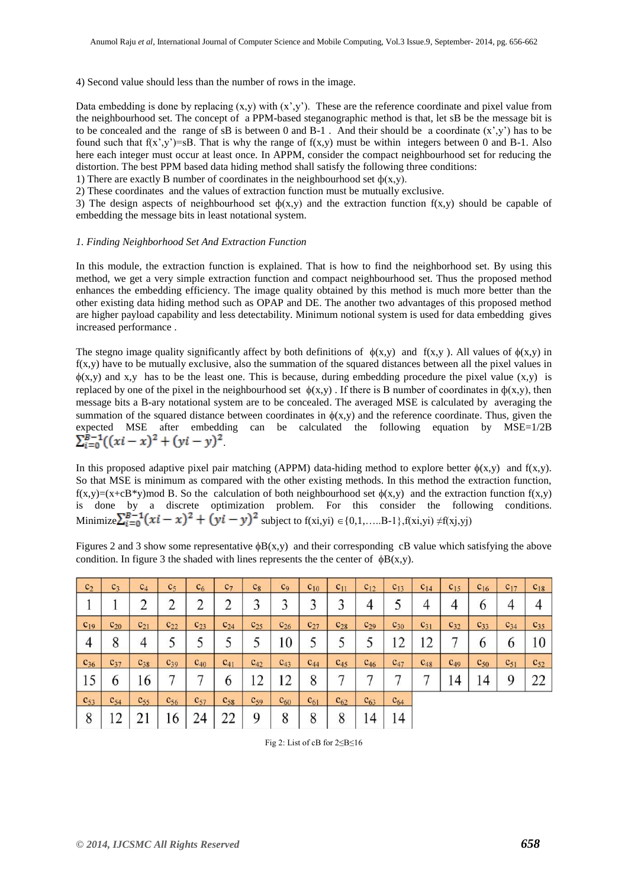4) Second value should less than the number of rows in the image.

Data embedding is done by replacing (x,y) with (x',y'). These are the reference coordinate and pixel value from the neighbourhood set. The concept of a PPM-based steganographic method is that, let sB be the message bit is to be concealed and the range of sB is between 0 and B-1 . And their should be a coordinate (x',y') has to be found such that f(x',y')=sB. That is why the range of f(x,y) must be within integers between 0 and B-1. Also here each integer must occur at least once. In APPM, consider the compact neighbourhood set for reducing the distortion. The best PPM based data hiding method shall satisfy the following three conditions:

1) There are exactly B number of coordinates in the neighbourhood set ϕ(x,y).

2) These coordinates and the values of extraction function must be mutually exclusive.

3) The design aspects of neighbourhood set ϕ(x,y) and the extraction function f(x,y) should be capable of embedding the message bits in least notational system.

*1. Finding Neighborhood Set And Extraction Function*

In this module, the extraction function is explained. That is how to find the neighborhood set. By using this method, we get a very simple extraction function and compact neighbourhood set. Thus the proposed method enhances the embedding efficiency. The image quality obtained by this method is much more better than the other existing data hiding method such as OPAP and DE. The another two advantages of this proposed method are higher payload capability and less detectability. Minimum notional system is used for data embedding gives increased performance .

The stegno image quality significantly affect by both definitions of ϕ(x,y) and f(x,y ). All values of ϕ(x,y) in f(x,y) have to be mutually exclusive, also the summation of the squared distances between all the pixel values in ϕ(x,y) and x,y has to be the least one. This is because, during embedding procedure the pixel value (x,y) is replaced by one of the pixel in the neighbourhood set ϕ(x,y) . If there is B number of coordinates in ϕ(x,y), then message bits a B-ary notational system are to be concealed. The averaged MSE is calculated by averaging the summation of the squared distance between coordinates in ϕ(x,y) and the reference coordinate. Thus, given the expected MSE after embedding can be calculated the following equation by MSE=1/2B $\sum_{i=0}^{B-1}((xi-x)^2+(yi-y)^2$.

In this proposed adaptive pixel pair matching (APPM) data-hiding method to explore better ϕ(x,y) and f(x,y). So that MSE is minimum as compared with the other existing methods. In this method the extraction function, f(x,y)=(x+cB*y)mod B. So the calculation of both neighbourhood set ϕ(x,y) and the extraction function f(x,y) is done by a discrete optimization problem. For this consider the following conditions. Minimize$\sum_{i=0}^{B-1}(xi-x)^2+(yi-y)^2$ subject to f(xi,yi) ∈{0,1,…..B-1},f(xi,yi) ≠f(xj,yj)

Figures 2 and 3 show some representative ϕB(x,y) and their corresponding cB value which satisfying the above condition. In figure 3 the shaded with lines represents the the center of ϕB(x,y).

| $c_2$ | $c_3$ | $c_4$ | $c_5$ | $c_6$ | $c_7$ | $c_8$ | $c_9$ | $c_{10}$ | $c_{11}$ | $c_{12}$ | $c_{13}$ | $c_{14}$ | $c_{15}$ | $c_{16}$ | $c_{17}$ | $c_{18}$ |
|---|---|---|---|---|---|---|---|---|---|---|---|---|---|---|---|---|
| 1 | 1 | 2 | 2 | 2 | 2 | 3 | 3 | 3 | 3 | 4 | 5 | 4 | 4 | 6 | 4 | 4 |
| $c_{19}$ | $c_{20}$ | $c_{21}$ | $c_{22}$ | $c_{23}$ | $c_{24}$ | $c_{25}$ | $c_{26}$ | $c_{27}$ | $c_{28}$ | $c_{29}$ | $c_{30}$ | $c_{31}$ | $c_{32}$ | $c_{33}$ | $c_{34}$ | $c_{35}$ |
| 4 | 8 | 4 | 5 | 5 | 5 | 5 | 10 | 5 | 5 | 5 | 12 | 12 | 7 | 6 | 6 | 10 |
| $c_{36}$ | $c_{37}$ | $c_{38}$ | $c_{39}$ | $c_{40}$ | $c_{41}$ | $c_{42}$ | $c_{43}$ | $c_{44}$ | $c_{45}$ | $c_{46}$ | $c_{47}$ | $c_{48}$ | $c_{49}$ | $c_{50}$ | $c_{51}$ | $c_{52}$ |
| 15 | 6 | 16 | 7 | 7 | 6 | 12 | 12 | 8 | 7 | 7 | 7 | 7 | 14 | 14 | 9 | 22 |
| $c_{53}$ | $c_{54}$ | $c_{55}$ | $c_{56}$ | $c_{57}$ | $c_{58}$ | $c_{59}$ | $c_{60}$ | $c_{61}$ | $c_{62}$ | $c_{63}$ | $c_{64}$ | | | | | |
| 8 | 12 | 21 | 16 | 24 | 22 | 9 | 8 | 8 | 8 | 14 | 14 | | | | | |

Fig 2: List of cB for 2≤B≤16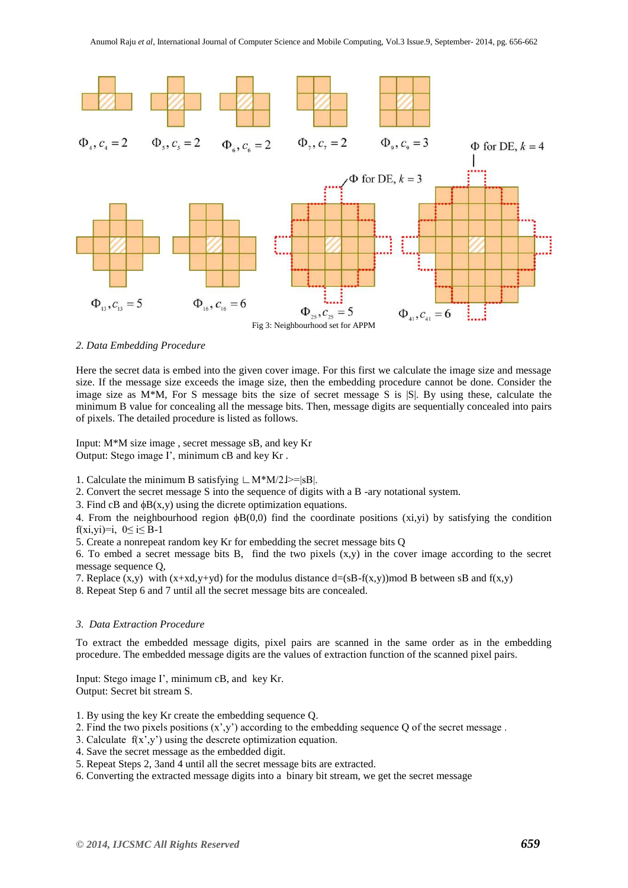$\Phi_4, c_4 = 2$ $\Phi_5, c_5 = 2$ $\Phi_6, c_6 = 2$ $\Phi_7, c_7 = 2$ $\Phi_9, c_9 = 3$ $\Phi$ for DE, $k = 4$

$\Phi$ for DE, $k = 3$

$\Phi_{13}, c_{13} = 5$ $\Phi_{16}, c_{16} = 6$ $\Phi_{25}, c_{25} = 5$ $\Phi_{41}, c_{41} = 6$

Fig 3: Neighbourhood set for APPM

*2. Data Embedding Procedure*

Here the secret data is embed into the given cover image. For this first we calculate the image size and message size. If the message size exceeds the image size, then the embedding procedure cannot be done. Consider the image size as M*M, For S message bits the size of secret message S is |S|. By using these, calculate the minimum B value for concealing all the message bits. Then, message digits are sequentially concealed into pairs of pixels. The detailed procedure is listed as follows.

Input: M*M size image , secret message sB, and key Kr
Output: Stego image I', minimum cB and key Kr .

1. Calculate the minimum B satisfying $\lfloor M*M/2 \rfloor >= |sB|$.
2. Convert the secret message S into the sequence of digits with a B -ary notational system.
3. Find cB and $\phi B(x,y)$ using the dicrete optimization equations.
4. From the neighbourhood region $\phi B(0,0)$ find the coordinate positions (xi,yi) by satisfying the condition $f(xi,yi)=i$, $0 \leq i \leq B-1$
5. Create a nonrepeat random key Kr for embedding the secret message bits Q
6. To embed a secret message bits B, find the two pixels (x,y) in the cover image according to the secret message sequence Q,
7. Replace (x,y) with (x+xd,y+yd) for the modulus distance d=(sB-f(x,y))mod B between sB and f(x,y)
8. Repeat Step 6 and 7 until all the secret message bits are concealed.

*3. Data Extraction Procedure*

To extract the embedded message digits, pixel pairs are scanned in the same order as in the embedding procedure. The embedded message digits are the values of extraction function of the scanned pixel pairs.

Input: Stego image I', minimum cB, and key Kr.
Output: Secret bit stream S.

1. By using the key Kr create the embedding sequence Q.
2. Find the two pixels positions (x',y') according to the embedding sequence Q of the secret message .
3. Calculate f(x',y') using the descrete optimization equation.
4. Save the secret message as the embedded digit.
5. Repeat Steps 2, 3and 4 until all the secret message bits are extracted.
6. Converting the extracted message digits into a binary bit stream, we get the secret message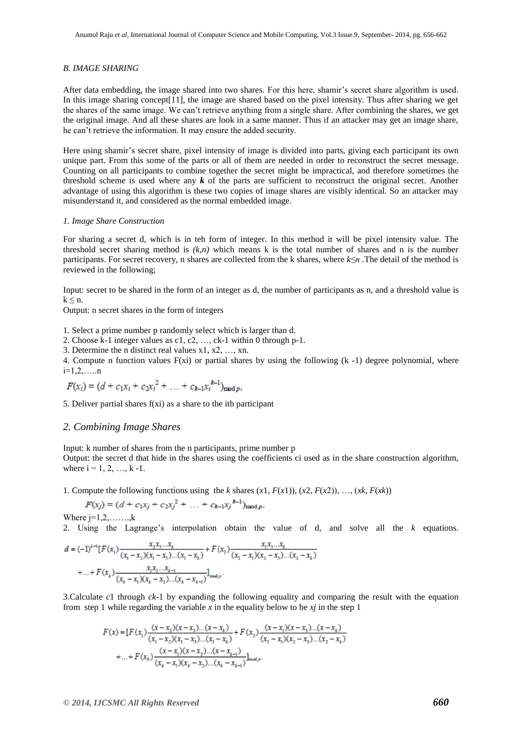### *B. IMAGE SHARING*

After data embedding, the image shared into two shares. For this here, shamir's secret share algorithm is used. In this image sharing concept[11], the image are shared based on the pixel intensity. Thus after sharing we get the shares of the same image. We can't retrieve anything from a single share. After combining the shares, we get the original image. And all these shares are look in a same manner. Thus if an attacker may get an image share, he can't retrieve the information. It may ensure the added security.

Here using shamir's secret share, pixel intensity of image is divided into parts, giving each participant its own unique part. From this some of the parts or all of them are needed in order to reconstruct the secret message. Counting on all participants to combine together the secret might be impractical, and therefore sometimes the threshold scheme is used where any ***k*** of the parts are sufficient to reconstruct the original secret. Another advantage of using this algorithm is these two copies of image shares are visibly identical. So an attacker may misunderstand it, and considered as the normal embedded image.

#### *1. Image Share Construction*

For sharing a secret d, which is in teh form of integer. In this method it will be pixel intensity value. The threshold secret sharing method is $(k,n)$ which means k is the total number of shares and n is the number participants. For secret recovery, n shares are collected from the k shares, where $k \leq n$ .The detail of the method is reviewed in the following;

Input: secret to be shared in the form of an integer as d, the number of participants as n, and a threshold value is $k \leq n$.

Output: n secret shares in the form of integers

1. Select a prime number p randomly select which is larger than d.
2. Choose k-1 integer values as c1, c2, …, ck-1 within 0 through p-1.
3. Determine the n distinct real values x1, x2, …, xn.
4. Compute n function values F(xi) or partial shares by using the following (k -1) degree polynomial, where i=1,2,…..n

$$F(x_i) = (d + c_1x_i + c_2x_i^2 + \ldots + c_{k-1}x_i^{k-1})_{\bmod p},$$

5. Deliver partial shares f(xi) as a share to the ith participant

## *2. Combining Image Shares*

Input: k number of shares from the n participants, prime number p

Output: the secret d that hide in the shares using the coefficients ci used as in the share construction algorithm, where i = 1, 2, …, k -1.

1. Compute the following functions using the $k$ shares ($x1$, $F(x1)$), ($x2$, $F(x2)$), …, ($xk$, $F(xk)$)

$$F(x_j) = (d + c_1x_j + c_2x_j^2 + \ldots + c_{k-1}x_j^{k-1})_{\bmod p},$$

Where j=1,2,…….,k

2. Using the Lagrange's interpolation obtain the value of d, and solve all the $k$ equations.

$$d = (-1)^{k-1}[F(x_1)\frac{x_2x_3\ldots x_k}{(x_1-x_2)(x_1-x_3)\ldots(x_1-x_k)} + F(x_2)\frac{x_1x_3\ldots x_k}{(x_2-x_1)(x_2-x_3)\ldots(x_2-x_k)} + \ldots + F(x_k)\frac{x_1x_2\ldots x_{k-1}}{(x_k-x_1)(x_k-x_2)\ldots(x_k-x_{k-1})}]_{\bmod p}.$$

3.Calculate $c1$ through $ck$-1 by expanding the following equality and comparing the result with the equation from step 1 while regarding the variable $x$ in the equality below to be $xj$ in the step 1

$$F(x) = [F(x_1)\frac{(x-x_2)(x-x_3)\ldots(x-x_k)}{(x_1-x_2)(x_1-x_3)\ldots(x_1-x_k)} + F(x_2)\frac{(x-x_1)(x-x_3)\ldots(x-x_k)}{(x_2-x_1)(x_2-x_3)\ldots(x_2-x_k)} + \ldots + F(x_k)\frac{(x-x_1)(x-x_2)\ldots(x-x_{k-1})}{(x_k-x_1)(x_k-x_2)\ldots(x_k-x_{k-1})}]_{\bmod p}.$$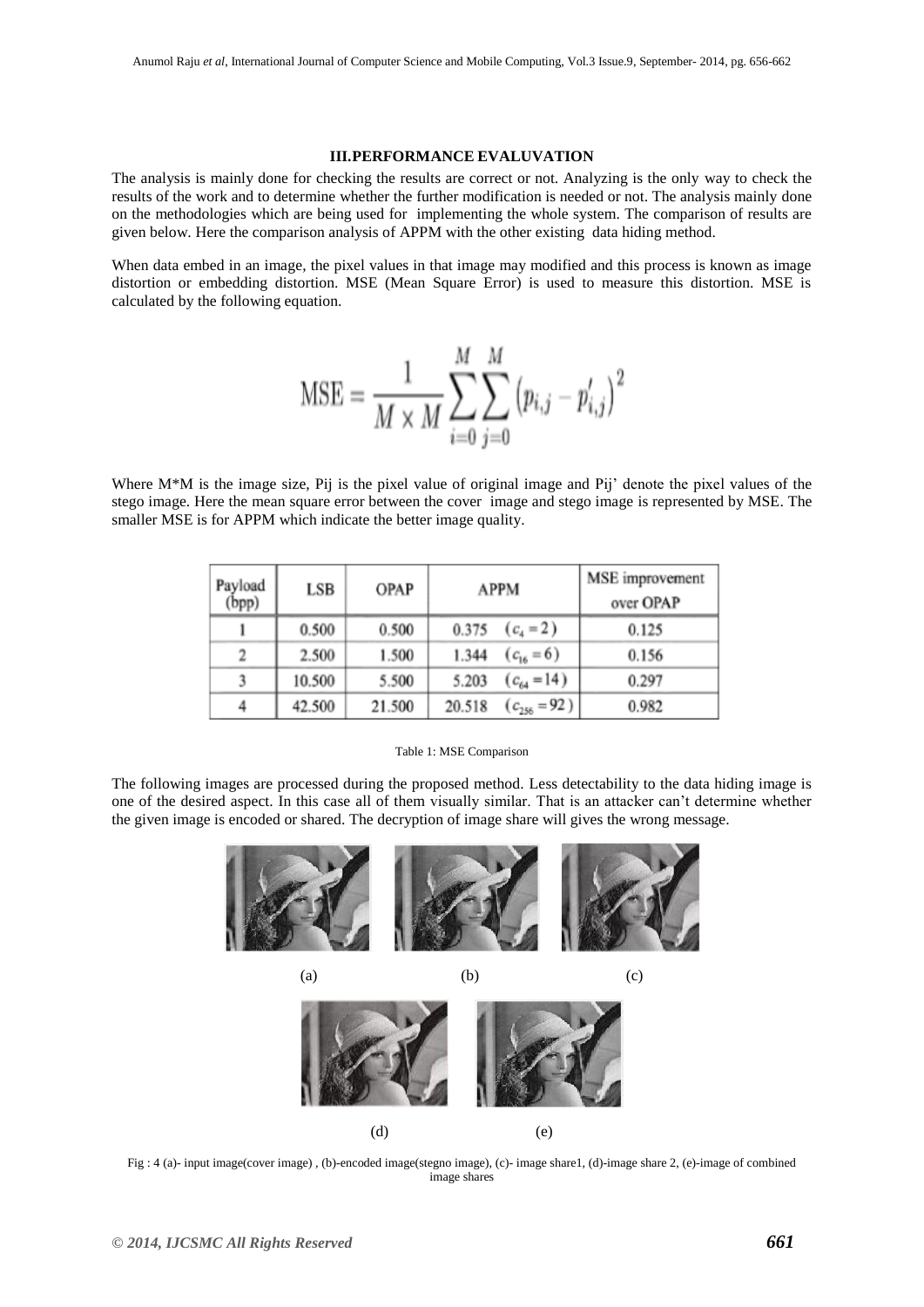### III.PERFORMANCE EVALUVATION

The analysis is mainly done for checking the results are correct or not. Analyzing is the only way to check the results of the work and to determine whether the further modification is needed or not. The analysis mainly done on the methodologies which are being used for implementing the whole system. The comparison of results are given below. Here the comparison analysis of APPM with the other existing data hiding method.

When data embed in an image, the pixel values in that image may modified and this process is known as image distortion or embedding distortion. MSE (Mean Square Error) is used to measure this distortion. MSE is calculated by the following equation.

$$\mathrm{MSE} = \frac{1}{M \times M} \sum_{i=0}^{M} \sum_{j=0}^{M} \left(p_{i,j} - p'_{i,j}\right)^2$$

Where M*M is the image size, Pij is the pixel value of original image and Pij' denote the pixel values of the stego image. Here the mean square error between the cover image and stego image is represented by MSE. The smaller MSE is for APPM which indicate the better image quality.

| Payload (bpp) | LSB | OPAP | APPM | MSE improvement over OPAP |
|---|---|---|---|---|
| 1 | 0.500 | 0.500 | 0.375 $(c_4 = 2)$ | 0.125 |
| 2 | 2.500 | 1.500 | 1.344 $(c_{16} = 6)$ | 0.156 |
| 3 | 10.500 | 5.500 | 5.203 $(c_{64} = 14)$ | 0.297 |
| 4 | 42.500 | 21.500 | 20.518 $(c_{256} = 92)$ | 0.982 |

Table 1: MSE Comparison

The following images are processed during the proposed method. Less detectability to the data hiding image is one of the desired aspect. In this case all of them visually similar. That is an attacker can't determine whether the given image is encoded or shared. The decryption of image share will gives the wrong message.

(a) (b) (c)

(d) (e)

Fig : 4 (a)- input image(cover image) , (b)-encoded image(stegno image), (c)- image share1, (d)-image share 2, (e)-image of combined image shares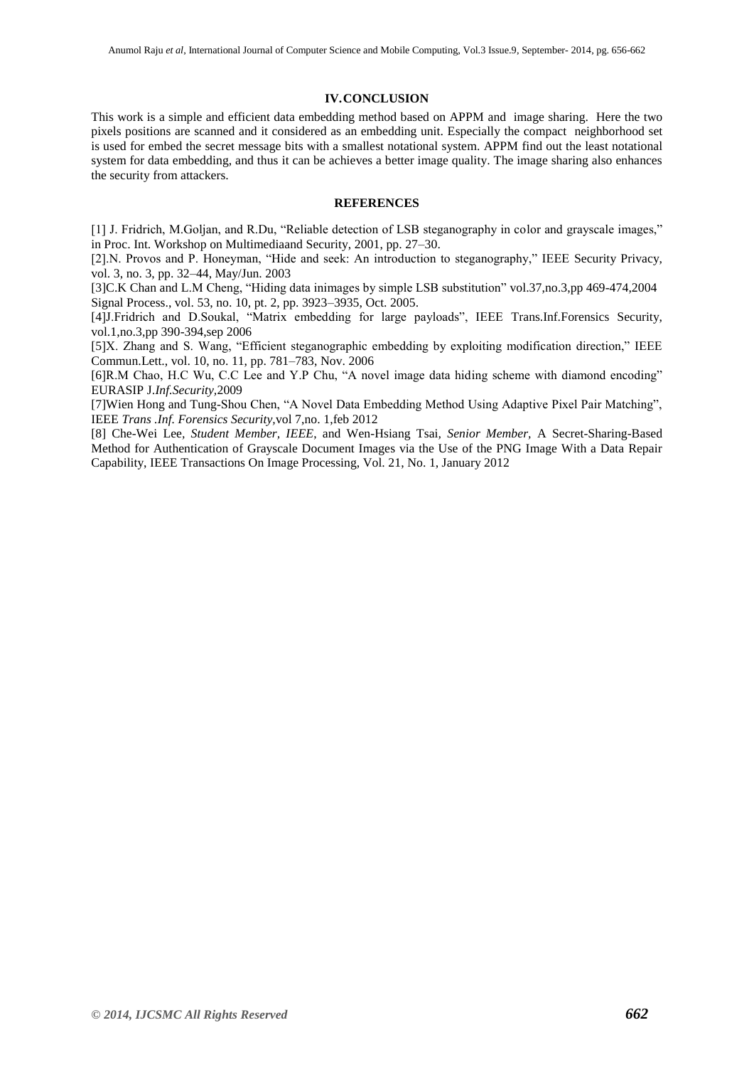## IV. CONCLUSION

This work is a simple and efficient data embedding method based on APPM and image sharing. Here the two pixels positions are scanned and it considered as an embedding unit. Especially the compact neighborhood set is used for embed the secret message bits with a smallest notational system. APPM find out the least notational system for data embedding, and thus it can be achieves a better image quality. The image sharing also enhances the security from attackers.

## REFERENCES

[1] J. Fridrich, M.Goljan, and R.Du, "Reliable detection of LSB steganography in color and grayscale images," in Proc. Int. Workshop on Multimediaand Security, 2001, pp. 27–30.

[2].N. Provos and P. Honeyman, "Hide and seek: An introduction to steganography," IEEE Security Privacy, vol. 3, no. 3, pp. 32–44, May/Jun. 2003

[3]C.K Chan and L.M Cheng, "Hiding data inimages by simple LSB substitution" vol.37,no.3,pp 469-474,2004 Signal Process., vol. 53, no. 10, pt. 2, pp. 3923–3935, Oct. 2005.

[4]J.Fridrich and D.Soukal, "Matrix embedding for large payloads", IEEE Trans.Inf.Forensics Security, vol.1,no.3,pp 390-394,sep 2006

[5]X. Zhang and S. Wang, "Efficient steganographic embedding by exploiting modification direction," IEEE Commun.Lett., vol. 10, no. 11, pp. 781–783, Nov. 2006

[6]R.M Chao, H.C Wu, C.C Lee and Y.P Chu, "A novel image data hiding scheme with diamond encoding" EURASIP J.*Inf.Security*,2009

[7]Wien Hong and Tung-Shou Chen, "A Novel Data Embedding Method Using Adaptive Pixel Pair Matching", IEEE *Trans .Inf. Forensics Security*,vol 7,no. 1,feb 2012

[8] Che-Wei Lee, *Student Member, IEEE*, and Wen-Hsiang Tsai, *Senior Member*, A Secret-Sharing-Based Method for Authentication of Grayscale Document Images via the Use of the PNG Image With a Data Repair Capability, IEEE Transactions On Image Processing, Vol. 21, No. 1, January 2012